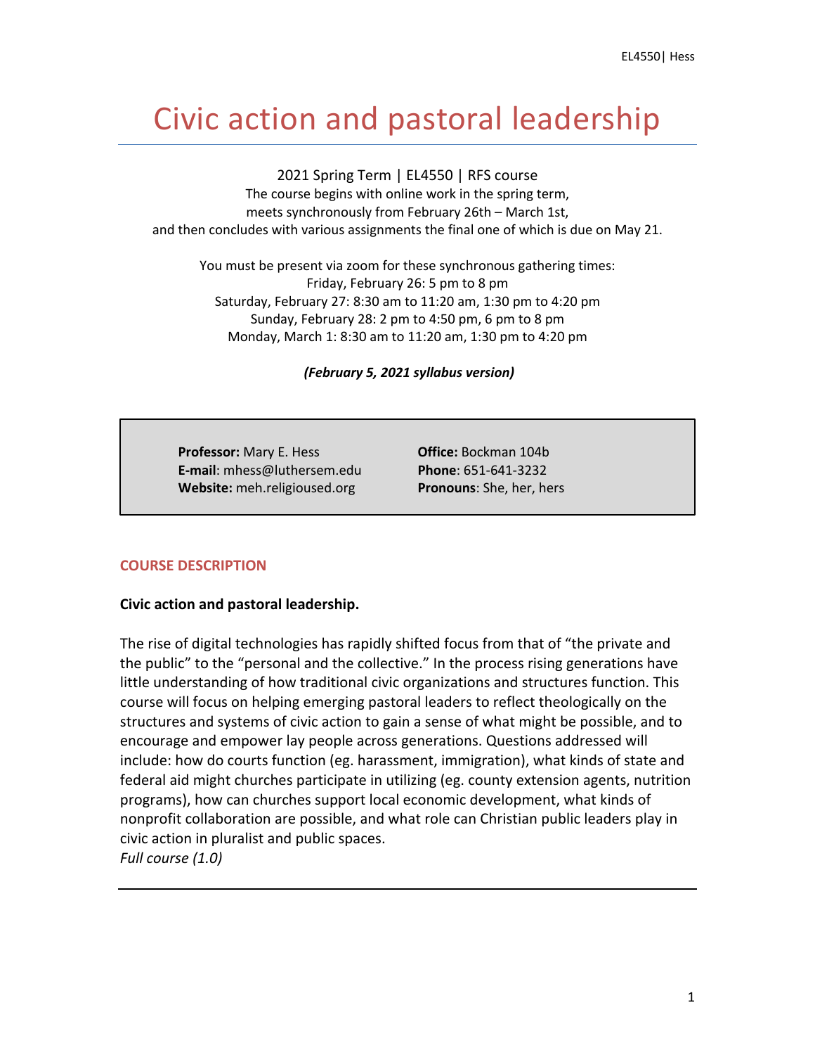# Civic action and pastoral leadership

2021 Spring Term | EL4550 | RFS course
The course begins with online work in the spring term,
meets synchronously from February 26th – March 1st,
and then concludes with various assignments the final one of which is due on May 21.

You must be present via zoom for these synchronous gathering times:
Friday, February 26: 5 pm to 8 pm
Saturday, February 27: 8:30 am to 11:20 am, 1:30 pm to 4:20 pm
Sunday, February 28: 2 pm to 4:50 pm, 6 pm to 8 pm
Monday, March 1: 8:30 am to 11:20 am, 1:30 pm to 4:20 pm

***(February 5, 2021 syllabus version)***

**Professor:** Mary E. Hess
**E-mail**: mhess@luthersem.edu
**Website:** meh.religioused.org
**Office:** Bockman 104b
**Phone**: 651-641-3232
**Pronouns**: She, her, hers

## COURSE DESCRIPTION

**Civic action and pastoral leadership.**

The rise of digital technologies has rapidly shifted focus from that of "the private and the public" to the "personal and the collective." In the process rising generations have little understanding of how traditional civic organizations and structures function. This course will focus on helping emerging pastoral leaders to reflect theologically on the structures and systems of civic action to gain a sense of what might be possible, and to encourage and empower lay people across generations. Questions addressed will include: how do courts function (eg. harassment, immigration), what kinds of state and federal aid might churches participate in utilizing (eg. county extension agents, nutrition programs), how can churches support local economic development, what kinds of nonprofit collaboration are possible, and what role can Christian public leaders play in civic action in pluralist and public spaces.
*Full course (1.0)*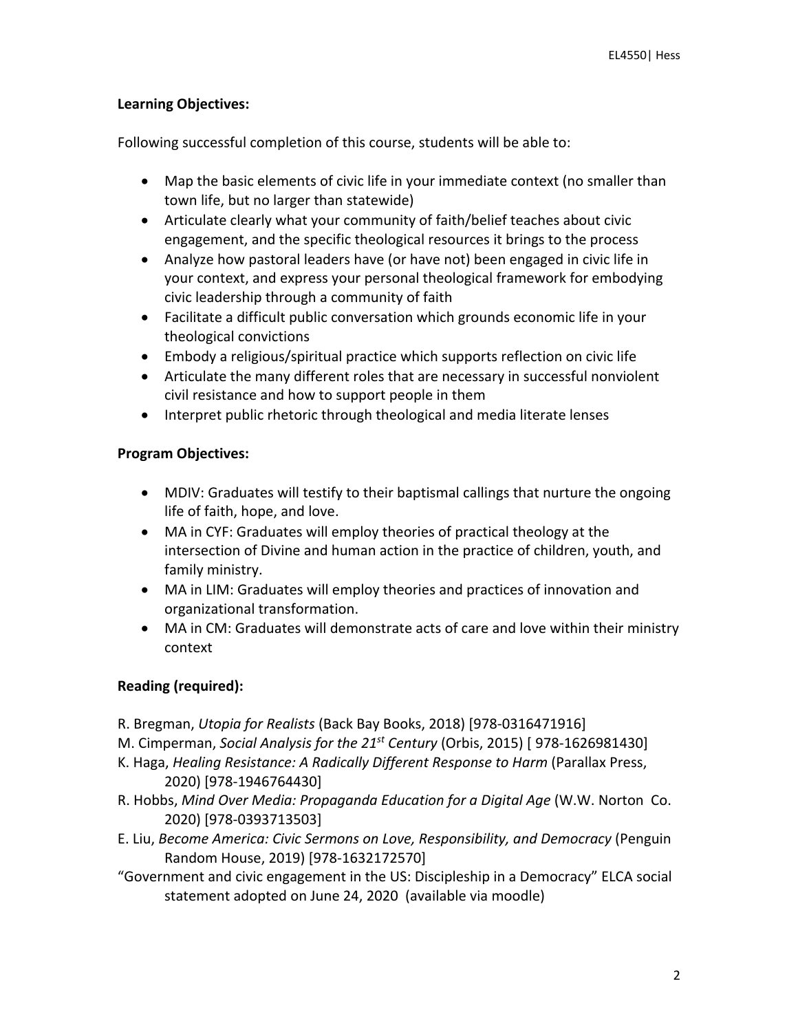**Learning Objectives:**

Following successful completion of this course, students will be able to:

- Map the basic elements of civic life in your immediate context (no smaller than town life, but no larger than statewide)
- Articulate clearly what your community of faith/belief teaches about civic engagement, and the specific theological resources it brings to the process
- Analyze how pastoral leaders have (or have not) been engaged in civic life in your context, and express your personal theological framework for embodying civic leadership through a community of faith
- Facilitate a difficult public conversation which grounds economic life in your theological convictions
- Embody a religious/spiritual practice which supports reflection on civic life
- Articulate the many different roles that are necessary in successful nonviolent civil resistance and how to support people in them
- Interpret public rhetoric through theological and media literate lenses

**Program Objectives:**

- MDIV: Graduates will testify to their baptismal callings that nurture the ongoing life of faith, hope, and love.
- MA in CYF: Graduates will employ theories of practical theology at the intersection of Divine and human action in the practice of children, youth, and family ministry.
- MA in LIM: Graduates will employ theories and practices of innovation and organizational transformation.
- MA in CM: Graduates will demonstrate acts of care and love within their ministry context

**Reading (required):**

R. Bregman, *Utopia for Realists* (Back Bay Books, 2018) [978-0316471916]
M. Cimperman, *Social Analysis for the 21st Century* (Orbis, 2015) [ 978-1626981430]
K. Haga, *Healing Resistance: A Radically Different Response to Harm* (Parallax Press, 2020) [978-1946764430]
R. Hobbs, *Mind Over Media: Propaganda Education for a Digital Age* (W.W. Norton Co. 2020) [978-0393713503]
E. Liu, *Become America: Civic Sermons on Love, Responsibility, and Democracy* (Penguin Random House, 2019) [978-1632172570]
"Government and civic engagement in the US: Discipleship in a Democracy" ELCA social statement adopted on June 24, 2020 (available via moodle)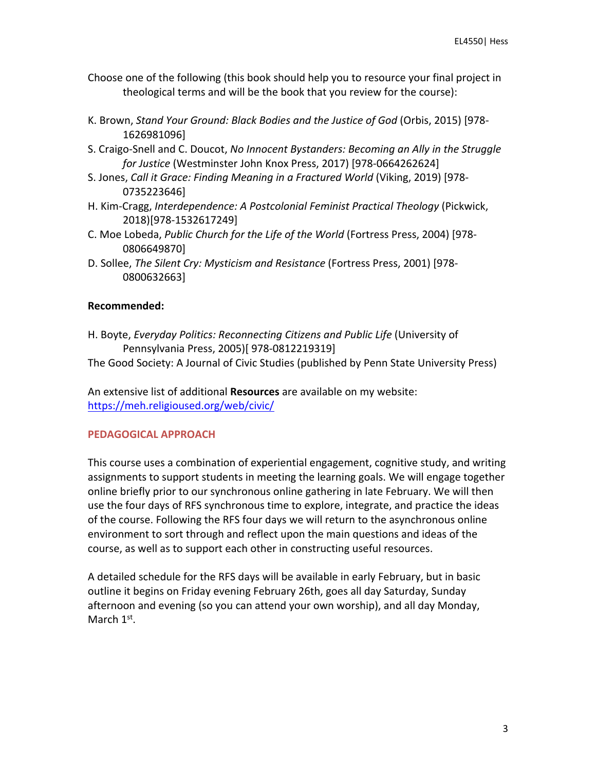Choose one of the following (this book should help you to resource your final project in theological terms and will be the book that you review for the course):

K. Brown, *Stand Your Ground: Black Bodies and the Justice of God* (Orbis, 2015) [978-1626981096]

S. Craigo-Snell and C. Doucot, *No Innocent Bystanders: Becoming an Ally in the Struggle for Justice* (Westminster John Knox Press, 2017) [978-0664262624]

S. Jones, *Call it Grace: Finding Meaning in a Fractured World* (Viking, 2019) [978-0735223646]

H. Kim-Cragg, *Interdependence: A Postcolonial Feminist Practical Theology* (Pickwick, 2018)[978-1532617249]

C. Moe Lobeda, *Public Church for the Life of the World* (Fortress Press, 2004) [978-0806649870]

D. Sollee, *The Silent Cry: Mysticism and Resistance* (Fortress Press, 2001) [978-0800632663]

**Recommended:**

H. Boyte, *Everyday Politics: Reconnecting Citizens and Public Life* (University of Pennsylvania Press, 2005)[ 978-0812219319]

The Good Society: A Journal of Civic Studies (published by Penn State University Press)

An extensive list of additional **Resources** are available on my website: https://meh.religioused.org/web/civic/

## PEDAGOGICAL APPROACH

This course uses a combination of experiential engagement, cognitive study, and writing assignments to support students in meeting the learning goals. We will engage together online briefly prior to our synchronous online gathering in late February. We will then use the four days of RFS synchronous time to explore, integrate, and practice the ideas of the course. Following the RFS four days we will return to the asynchronous online environment to sort through and reflect upon the main questions and ideas of the course, as well as to support each other in constructing useful resources.

A detailed schedule for the RFS days will be available in early February, but in basic outline it begins on Friday evening February 26th, goes all day Saturday, Sunday afternoon and evening (so you can attend your own worship), and all day Monday, March 1st.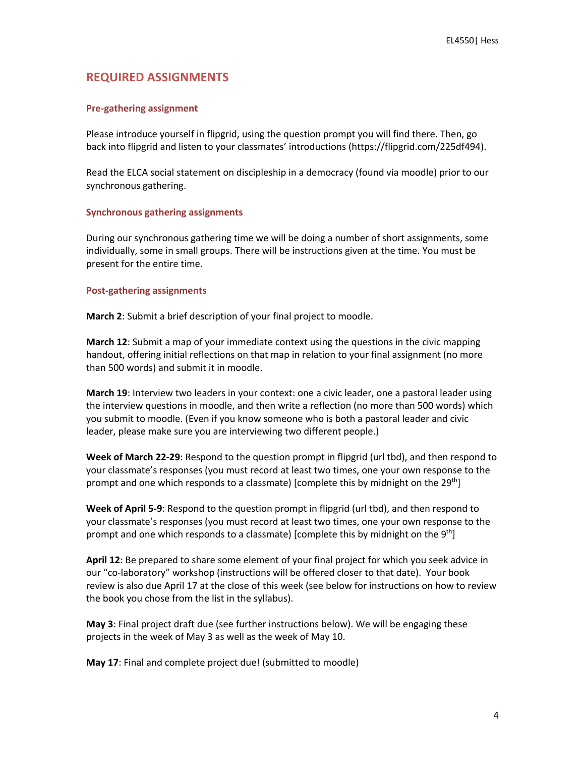## REQUIRED ASSIGNMENTS

### Pre-gathering assignment

Please introduce yourself in flipgrid, using the question prompt you will find there. Then, go back into flipgrid and listen to your classmates' introductions (https://flipgrid.com/225df494).

Read the ELCA social statement on discipleship in a democracy (found via moodle) prior to our synchronous gathering.

### Synchronous gathering assignments

During our synchronous gathering time we will be doing a number of short assignments, some individually, some in small groups. There will be instructions given at the time. You must be present for the entire time.

### Post-gathering assignments

**March 2**: Submit a brief description of your final project to moodle.

**March 12**: Submit a map of your immediate context using the questions in the civic mapping handout, offering initial reflections on that map in relation to your final assignment (no more than 500 words) and submit it in moodle.

**March 19**: Interview two leaders in your context: one a civic leader, one a pastoral leader using the interview questions in moodle, and then write a reflection (no more than 500 words) which you submit to moodle. (Even if you know someone who is both a pastoral leader and civic leader, please make sure you are interviewing two different people.)

**Week of March 22-29**: Respond to the question prompt in flipgrid (url tbd), and then respond to your classmate's responses (you must record at least two times, one your own response to the prompt and one which responds to a classmate) [complete this by midnight on the 29th]

**Week of April 5-9**: Respond to the question prompt in flipgrid (url tbd), and then respond to your classmate's responses (you must record at least two times, one your own response to the prompt and one which responds to a classmate) [complete this by midnight on the 9th]

**April 12**: Be prepared to share some element of your final project for which you seek advice in our "co-laboratory" workshop (instructions will be offered closer to that date). Your book review is also due April 17 at the close of this week (see below for instructions on how to review the book you chose from the list in the syllabus).

**May 3**: Final project draft due (see further instructions below). We will be engaging these projects in the week of May 3 as well as the week of May 10.

**May 17**: Final and complete project due! (submitted to moodle)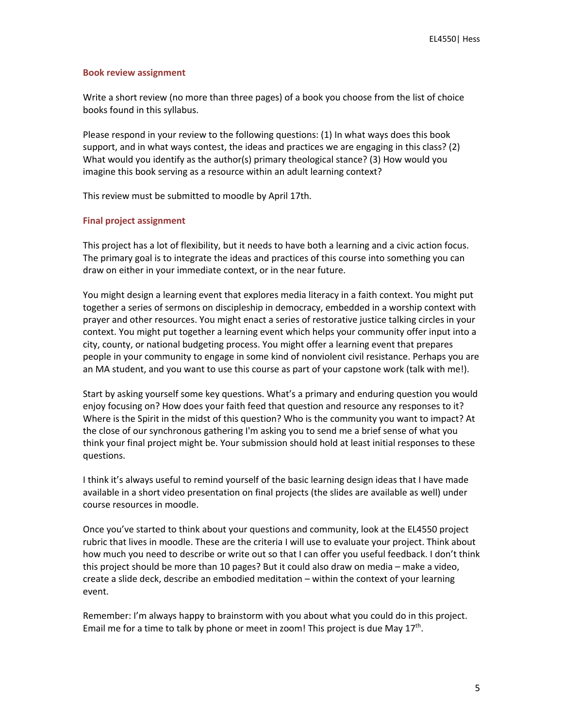### Book review assignment

Write a short review (no more than three pages) of a book you choose from the list of choice books found in this syllabus.

Please respond in your review to the following questions: (1) In what ways does this book support, and in what ways contest, the ideas and practices we are engaging in this class? (2) What would you identify as the author(s) primary theological stance? (3) How would you imagine this book serving as a resource within an adult learning context?

This review must be submitted to moodle by April 17th.

### Final project assignment

This project has a lot of flexibility, but it needs to have both a learning and a civic action focus. The primary goal is to integrate the ideas and practices of this course into something you can draw on either in your immediate context, or in the near future.

You might design a learning event that explores media literacy in a faith context. You might put together a series of sermons on discipleship in democracy, embedded in a worship context with prayer and other resources. You might enact a series of restorative justice talking circles in your context. You might put together a learning event which helps your community offer input into a city, county, or national budgeting process. You might offer a learning event that prepares people in your community to engage in some kind of nonviolent civil resistance. Perhaps you are an MA student, and you want to use this course as part of your capstone work (talk with me!).

Start by asking yourself some key questions. What's a primary and enduring question you would enjoy focusing on? How does your faith feed that question and resource any responses to it? Where is the Spirit in the midst of this question? Who is the community you want to impact? At the close of our synchronous gathering I'm asking you to send me a brief sense of what you think your final project might be. Your submission should hold at least initial responses to these questions.

I think it's always useful to remind yourself of the basic learning design ideas that I have made available in a short video presentation on final projects (the slides are available as well) under course resources in moodle.

Once you've started to think about your questions and community, look at the EL4550 project rubric that lives in moodle. These are the criteria I will use to evaluate your project. Think about how much you need to describe or write out so that I can offer you useful feedback. I don't think this project should be more than 10 pages? But it could also draw on media – make a video, create a slide deck, describe an embodied meditation – within the context of your learning event.

Remember: I'm always happy to brainstorm with you about what you could do in this project. Email me for a time to talk by phone or meet in zoom! This project is due May 17th.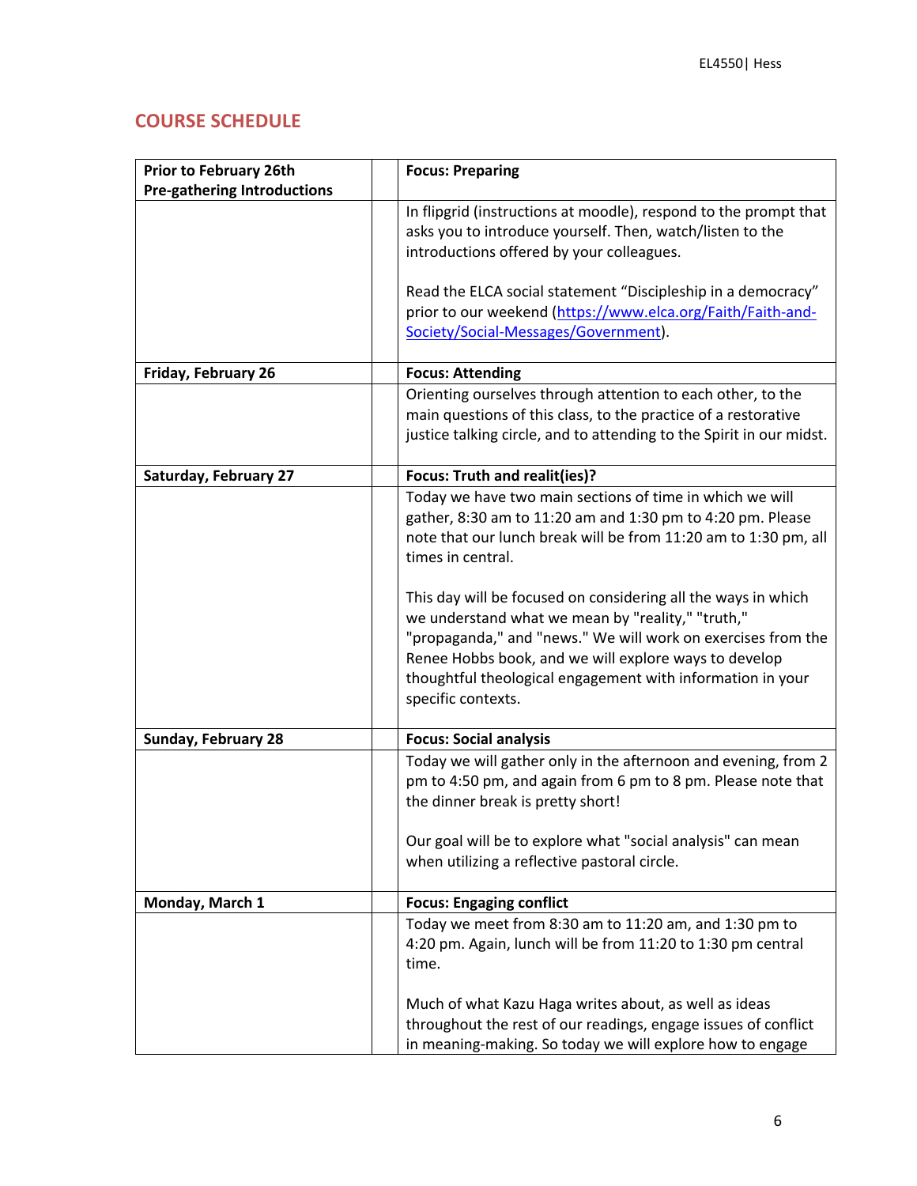## COURSE SCHEDULE

| Prior to February 26th<br>Pre-gathering Introductions | | Focus: Preparing |
|---|---|---|
| | | In flipgrid (instructions at moodle), respond to the prompt that asks you to introduce yourself. Then, watch/listen to the introductions offered by your colleagues.<br><br>Read the ELCA social statement "Discipleship in a democracy" prior to our weekend ([https://www.elca.org/Faith/Faith-and-Society/Social-Messages/Government](https://www.elca.org/Faith/Faith-and-Society/Social-Messages/Government)). |
| **Friday, February 26** | | **Focus: Attending** |
| | | Orienting ourselves through attention to each other, to the main questions of this class, to the practice of a restorative justice talking circle, and to attending to the Spirit in our midst. |
| **Saturday, February 27** | | **Focus: Truth and realit(ies)?** |
| | | Today we have two main sections of time in which we will gather, 8:30 am to 11:20 am and 1:30 pm to 4:20 pm. Please note that our lunch break will be from 11:20 am to 1:30 pm, all times in central.<br><br>This day will be focused on considering all the ways in which we understand what we mean by "reality," "truth," "propaganda," and "news." We will work on exercises from the Renee Hobbs book, and we will explore ways to develop thoughtful theological engagement with information in your specific contexts. |
| **Sunday, February 28** | | **Focus: Social analysis** |
| | | Today we will gather only in the afternoon and evening, from 2 pm to 4:50 pm, and again from 6 pm to 8 pm. Please note that the dinner break is pretty short!<br><br>Our goal will be to explore what "social analysis" can mean when utilizing a reflective pastoral circle. |
| **Monday, March 1** | | **Focus: Engaging conflict** |
| | | Today we meet from 8:30 am to 11:20 am, and 1:30 pm to 4:20 pm. Again, lunch will be from 11:20 to 1:30 pm central time.<br><br>Much of what Kazu Haga writes about, as well as ideas throughout the rest of our readings, engage issues of conflict in meaning-making. So today we will explore how to engage |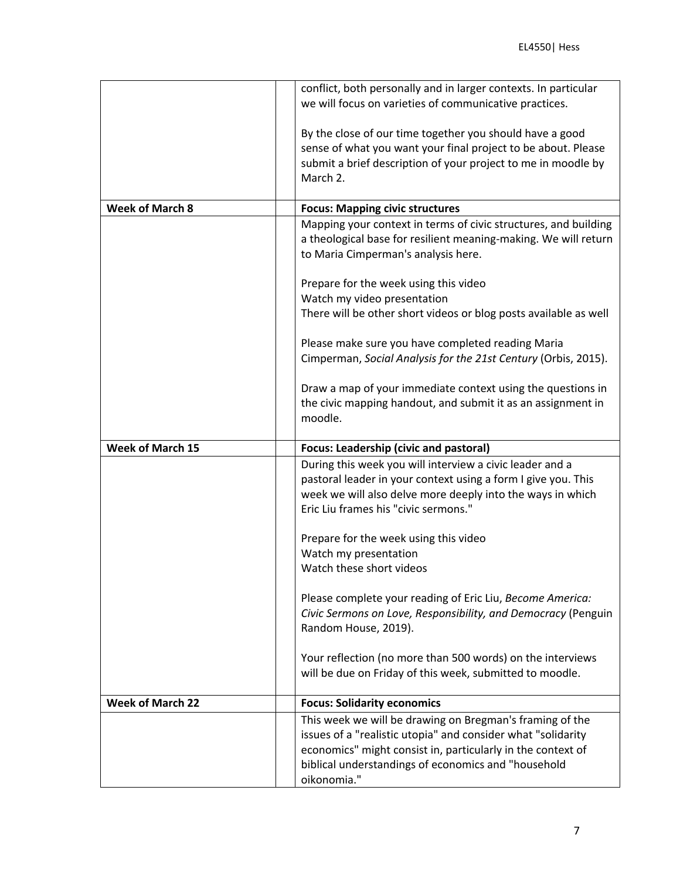| | |
|---|---|
| | conflict, both personally and in larger contexts. In particular we will focus on varieties of communicative practices.<br><br>By the close of our time together you should have a good sense of what you want your final project to be about. Please submit a brief description of your project to me in moodle by March 2. |
| **Week of March 8** | **Focus: Mapping civic structures** |
| | Mapping your context in terms of civic structures, and building a theological base for resilient meaning-making. We will return to Maria Cimperman's analysis here.<br><br>Prepare for the week using this video<br>Watch my video presentation<br>There will be other short videos or blog posts available as well<br><br>Please make sure you have completed reading Maria Cimperman, *Social Analysis for the 21st Century* (Orbis, 2015).<br><br>Draw a map of your immediate context using the questions in the civic mapping handout, and submit it as an assignment in moodle. |
| **Week of March 15** | **Focus: Leadership (civic and pastoral)** |
| | During this week you will interview a civic leader and a pastoral leader in your context using a form I give you. This week we will also delve more deeply into the ways in which Eric Liu frames his "civic sermons."<br><br>Prepare for the week using this video<br>Watch my presentation<br>Watch these short videos<br><br>Please complete your reading of Eric Liu, *Become America: Civic Sermons on Love, Responsibility, and Democracy* (Penguin Random House, 2019).<br><br>Your reflection (no more than 500 words) on the interviews will be due on Friday of this week, submitted to moodle. |
| **Week of March 22** | **Focus: Solidarity economics** |
| | This week we will be drawing on Bregman's framing of the issues of a "realistic utopia" and consider what "solidarity economics" might consist in, particularly in the context of biblical understandings of economics and "household oikonomia." |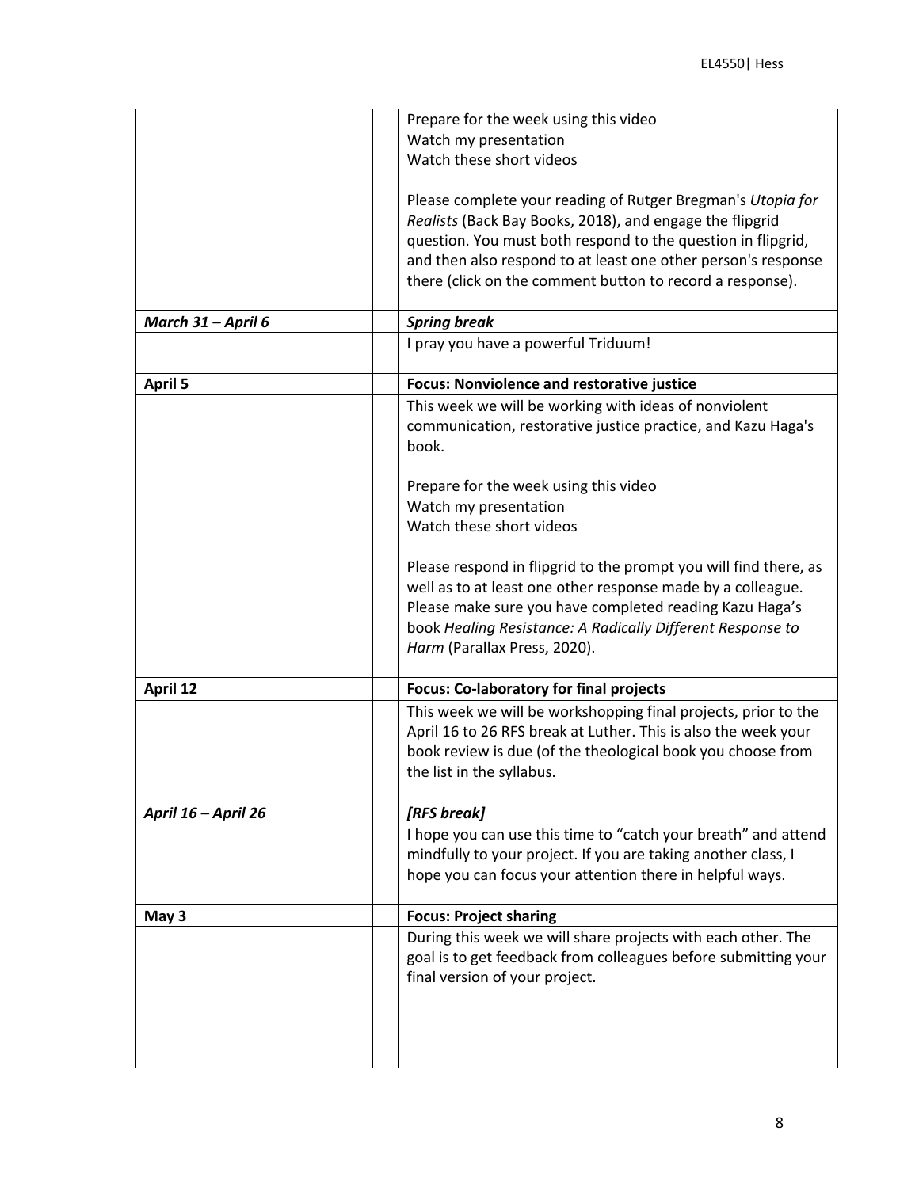| | | |
|---|---|---|
| | | Prepare for the week using this video<br>Watch my presentation<br>Watch these short videos<br><br>Please complete your reading of Rutger Bregman's *Utopia for Realists* (Back Bay Books, 2018), and engage the flipgrid question. You must both respond to the question in flipgrid, and then also respond to at least one other person's response there (click on the comment button to record a response). |
| ***March 31 – April 6*** | | ***Spring break*** |
| | | I pray you have a powerful Triduum! |
| **April 5** | | **Focus: Nonviolence and restorative justice** |
| | | This week we will be working with ideas of nonviolent communication, restorative justice practice, and Kazu Haga's book.<br><br>Prepare for the week using this video<br>Watch my presentation<br>Watch these short videos<br><br>Please respond in flipgrid to the prompt you will find there, as well as to at least one other response made by a colleague. Please make sure you have completed reading Kazu Haga's book *Healing Resistance: A Radically Different Response to Harm* (Parallax Press, 2020). |
| **April 12** | | **Focus: Co-laboratory for final projects** |
| | | This week we will be workshopping final projects, prior to the April 16 to 26 RFS break at Luther. This is also the week your book review is due (of the theological book you choose from the list in the syllabus. |
| ***April 16 – April 26*** | | ***[RFS break]*** |
| | | I hope you can use this time to "catch your breath" and attend mindfully to your project. If you are taking another class, I hope you can focus your attention there in helpful ways. |
| **May 3** | | **Focus: Project sharing** |
| | | During this week we will share projects with each other. The goal is to get feedback from colleagues before submitting your final version of your project. |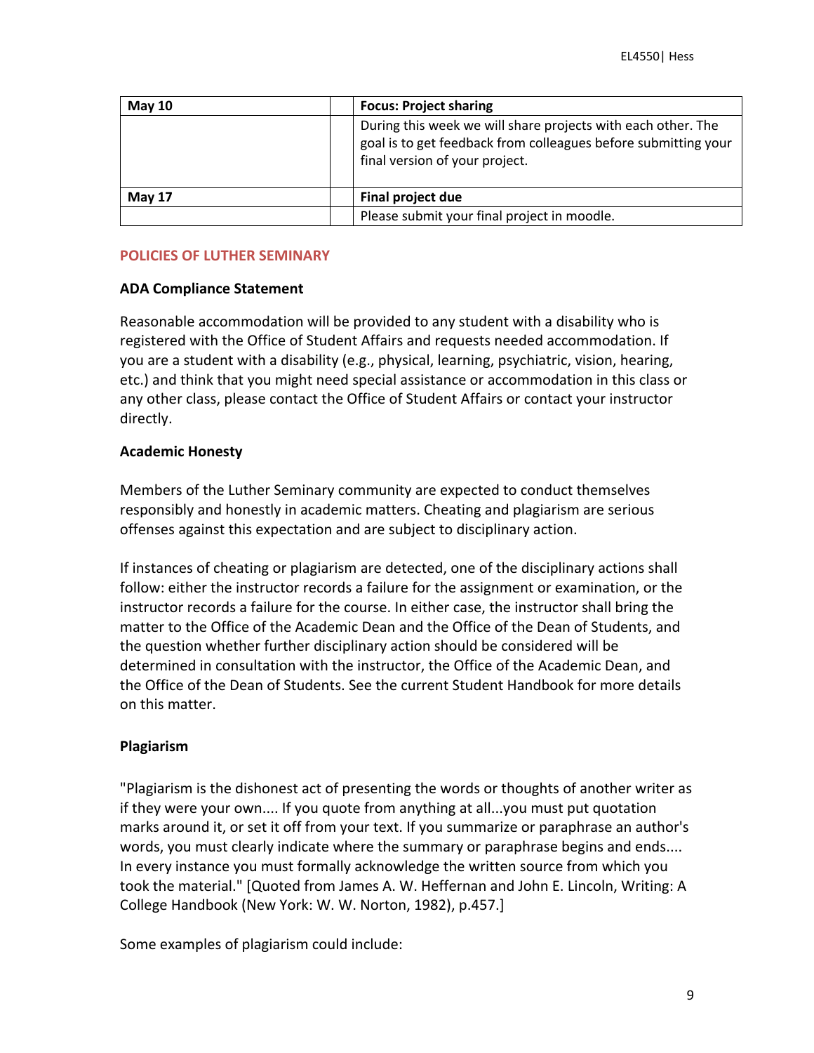| May 10 | | Focus: Project sharing |
|---|---|---|
| | | During this week we will share projects with each other. The goal is to get feedback from colleagues before submitting your final version of your project. |
| **May 17** | | **Final project due** |
| | | Please submit your final project in moodle. |

## POLICIES OF LUTHER SEMINARY

### ADA Compliance Statement

Reasonable accommodation will be provided to any student with a disability who is registered with the Office of Student Affairs and requests needed accommodation. If you are a student with a disability (e.g., physical, learning, psychiatric, vision, hearing, etc.) and think that you might need special assistance or accommodation in this class or any other class, please contact the Office of Student Affairs or contact your instructor directly.

### Academic Honesty

Members of the Luther Seminary community are expected to conduct themselves responsibly and honestly in academic matters. Cheating and plagiarism are serious offenses against this expectation and are subject to disciplinary action.

If instances of cheating or plagiarism are detected, one of the disciplinary actions shall follow: either the instructor records a failure for the assignment or examination, or the instructor records a failure for the course. In either case, the instructor shall bring the matter to the Office of the Academic Dean and the Office of the Dean of Students, and the question whether further disciplinary action should be considered will be determined in consultation with the instructor, the Office of the Academic Dean, and the Office of the Dean of Students. See the current Student Handbook for more details on this matter.

### Plagiarism

"Plagiarism is the dishonest act of presenting the words or thoughts of another writer as if they were your own.... If you quote from anything at all...you must put quotation marks around it, or set it off from your text. If you summarize or paraphrase an author's words, you must clearly indicate where the summary or paraphrase begins and ends.... In every instance you must formally acknowledge the written source from which you took the material." [Quoted from James A. W. Heffernan and John E. Lincoln, Writing: A College Handbook (New York: W. W. Norton, 1982), p.457.]

Some examples of plagiarism could include: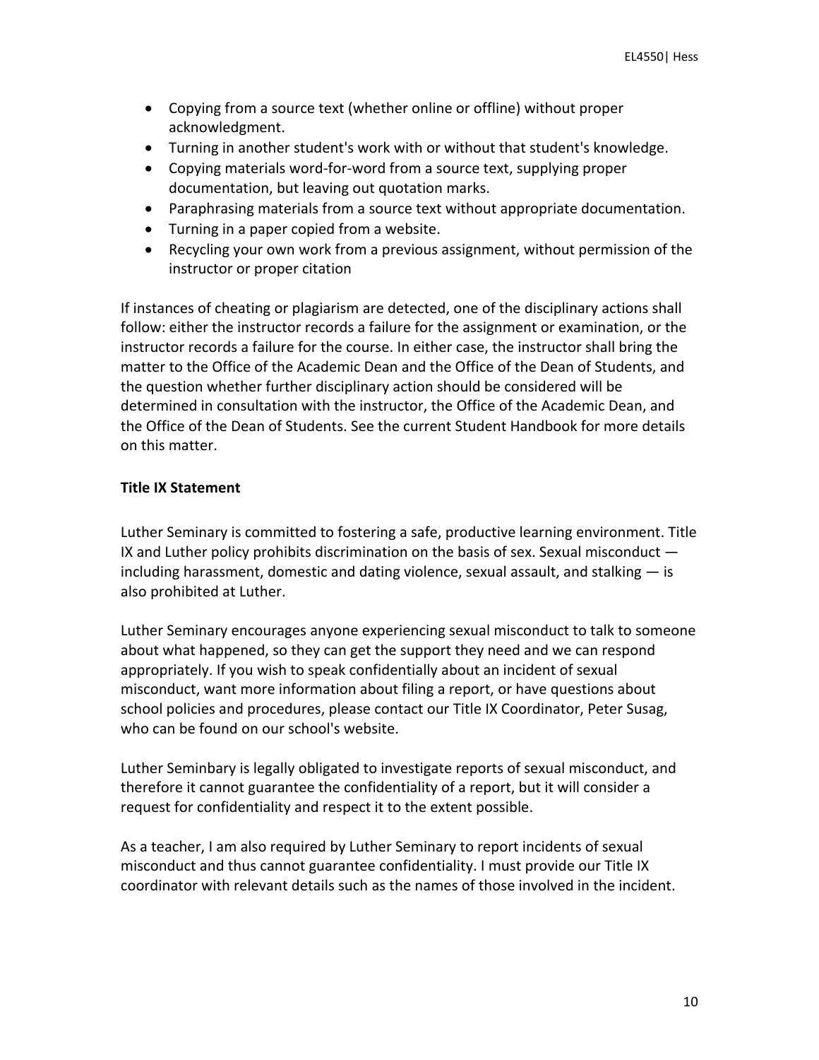- Copying from a source text (whether online or offline) without proper acknowledgment.
- Turning in another student's work with or without that student's knowledge.
- Copying materials word-for-word from a source text, supplying proper documentation, but leaving out quotation marks.
- Paraphrasing materials from a source text without appropriate documentation.
- Turning in a paper copied from a website.
- Recycling your own work from a previous assignment, without permission of the instructor or proper citation

If instances of cheating or plagiarism are detected, one of the disciplinary actions shall follow: either the instructor records a failure for the assignment or examination, or the instructor records a failure for the course. In either case, the instructor shall bring the matter to the Office of the Academic Dean and the Office of the Dean of Students, and the question whether further disciplinary action should be considered will be determined in consultation with the instructor, the Office of the Academic Dean, and the Office of the Dean of Students. See the current Student Handbook for more details on this matter.

**Title IX Statement**

Luther Seminary is committed to fostering a safe, productive learning environment. Title IX and Luther policy prohibits discrimination on the basis of sex. Sexual misconduct — including harassment, domestic and dating violence, sexual assault, and stalking — is also prohibited at Luther.

Luther Seminary encourages anyone experiencing sexual misconduct to talk to someone about what happened, so they can get the support they need and we can respond appropriately. If you wish to speak confidentially about an incident of sexual misconduct, want more information about filing a report, or have questions about school policies and procedures, please contact our Title IX Coordinator, Peter Susag, who can be found on our school's website.

Luther Seminbary is legally obligated to investigate reports of sexual misconduct, and therefore it cannot guarantee the confidentiality of a report, but it will consider a request for confidentiality and respect it to the extent possible.

As a teacher, I am also required by Luther Seminary to report incidents of sexual misconduct and thus cannot guarantee confidentiality. I must provide our Title IX coordinator with relevant details such as the names of those involved in the incident.